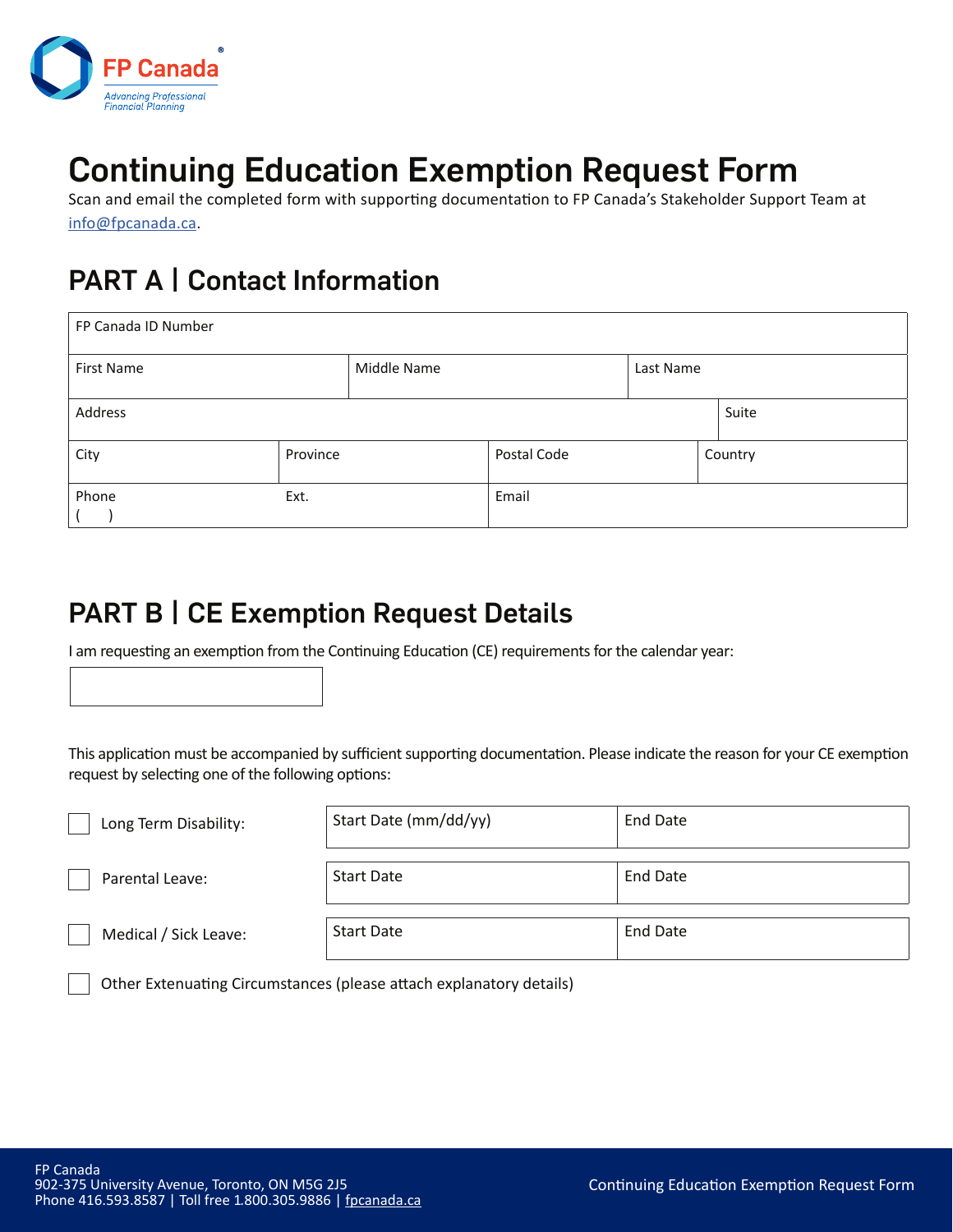FP Canada®

Advancing Professional Financial Planning

# Continuing Education Exemption Request Form

Scan and email the completed form with supporting documentation to FP Canada's Stakeholder Support Team at info@fpcanada.ca.

## PART A | Contact Information

| | | | |
|---|---|---|---|
| FP Canada ID Number | | | |
| First Name | Middle Name | Last Name | |
| Address | | | Suite |
| City | Province | Postal Code | Country |
| Phone ( ) | Ext. | Email | |

## PART B | CE Exemption Request Details

I am requesting an exemption from the Continuing Education (CE) requirements for the calendar year:

| |
|---|
| |

This application must be accompanied by sufficient supporting documentation. Please indicate the reason for your CE exemption request by selecting one of the following options:

| | | |
|---|---|---|
| ☐ Long Term Disability: | Start Date (mm/dd/yy) | End Date |
| ☐ Parental Leave: | Start Date | End Date |
| ☐ Medical / Sick Leave: | Start Date | End Date |

☐ Other Extenuating Circumstances (please attach explanatory details)

FP Canada
902-375 University Avenue, Toronto, ON M5G 2J5
Phone 416.593.8587 | Toll free 1.800.305.9886 | fpcanada.ca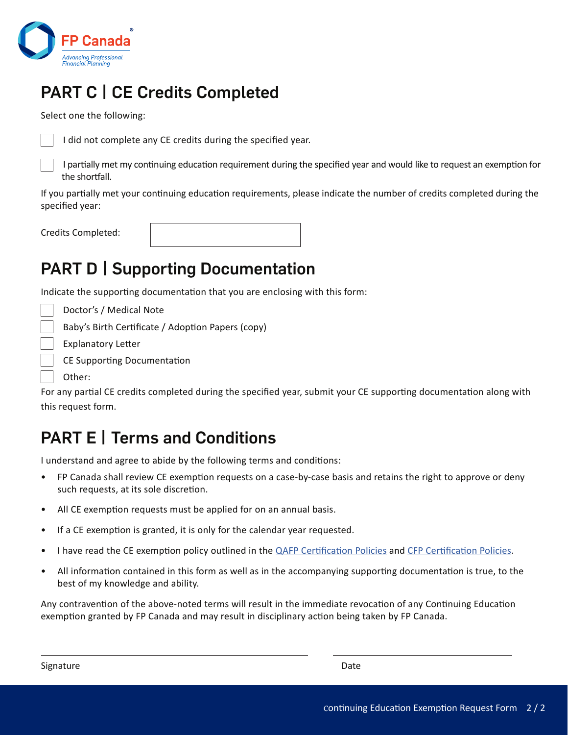## PART C | CE Credits Completed

Select one the following:

- [ ] I did not complete any CE credits during the specified year.
- [ ] I partially met my continuing education requirement during the specified year and would like to request an exemption for the shortfall.

If you partially met your continuing education requirements, please indicate the number of credits completed during the specified year:

Credits Completed: ______________________

## PART D | Supporting Documentation

Indicate the supporting documentation that you are enclosing with this form:

- [ ] Doctor's / Medical Note
- [ ] Baby's Birth Certificate / Adoption Papers (copy)
- [ ] Explanatory Letter
- [ ] CE Supporting Documentation
- [ ] Other:

For any partial CE credits completed during the specified year, submit your CE supporting documentation along with this request form.

## PART E | Terms and Conditions

I understand and agree to abide by the following terms and conditions:

- FP Canada shall review CE exemption requests on a case-by-case basis and retains the right to approve or deny such requests, at its sole discretion.
- All CE exemption requests must be applied for on an annual basis.
- If a CE exemption is granted, it is only for the calendar year requested.
- I have read the CE exemption policy outlined in the QAFP Certification Policies and CFP Certification Policies.
- All information contained in this form as well as in the accompanying supporting documentation is true, to the best of my knowledge and ability.

Any contravention of the above-noted terms will result in the immediate revocation of any Continuing Education exemption granted by FP Canada and may result in disciplinary action being taken by FP Canada.

______________________________ ______________________________

Signature Date